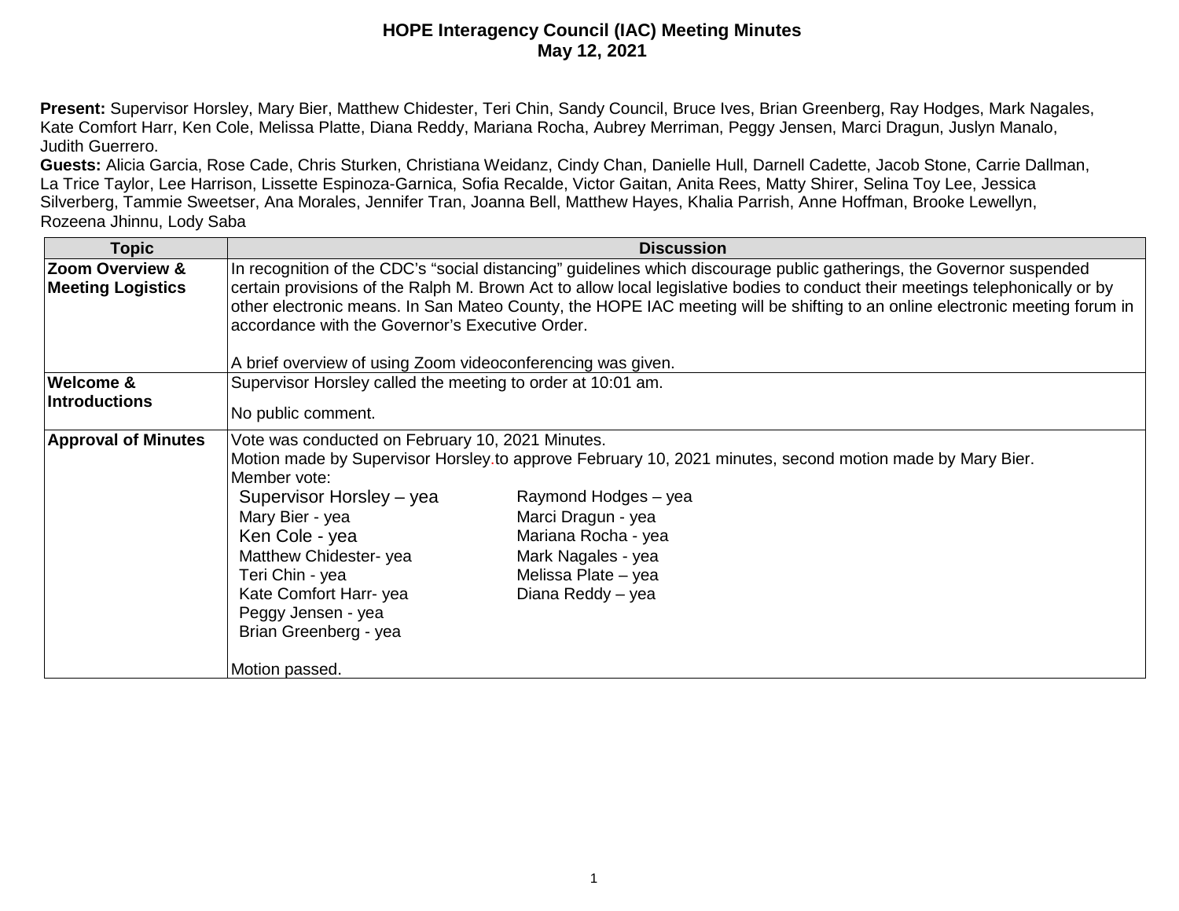**HOPE Interagency Council (IAC) Meeting Minutes**
**May 12, 2021**

**Present:** Supervisor Horsley, Mary Bier, Matthew Chidester, Teri Chin, Sandy Council, Bruce Ives, Brian Greenberg, Ray Hodges, Mark Nagales, Kate Comfort Harr, Ken Cole, Melissa Platte, Diana Reddy, Mariana Rocha, Aubrey Merriman, Peggy Jensen, Marci Dragun, Juslyn Manalo, Judith Guerrero.
**Guests:** Alicia Garcia, Rose Cade, Chris Sturken, Christiana Weidanz, Cindy Chan, Danielle Hull, Darnell Cadette, Jacob Stone, Carrie Dallman, La Trice Taylor, Lee Harrison, Lissette Espinoza-Garnica, Sofia Recalde, Victor Gaitan, Anita Rees, Matty Shirer, Selina Toy Lee, Jessica Silverberg, Tammie Sweetser, Ana Morales, Jennifer Tran, Joanna Bell, Matthew Hayes, Khalia Parrish, Anne Hoffman, Brooke Lewellyn, Rozeena Jhinnu, Lody Saba

| Topic | Discussion |
|---|---|
| **Zoom Overview & Meeting Logistics** | In recognition of the CDC's "social distancing" guidelines which discourage public gatherings, the Governor suspended certain provisions of the Ralph M. Brown Act to allow local legislative bodies to conduct their meetings telephonically or by other electronic means. In San Mateo County, the HOPE IAC meeting will be shifting to an online electronic meeting forum in accordance with the Governor's Executive Order.<br><br>A brief overview of using Zoom videoconferencing was given. |
| **Welcome & Introductions** | Supervisor Horsley called the meeting to order at 10:01 am.<br><br>No public comment. |
| **Approval of Minutes** | Vote was conducted on February 10, 2021 Minutes.<br>Motion made by Supervisor Horsley.to approve February 10, 2021 minutes, second motion made by Mary Bier.<br>Member vote:<br>Supervisor Horsley – yea<br>Mary Bier - yea<br>Ken Cole - yea<br>Matthew Chidester- yea<br>Teri Chin - yea<br>Kate Comfort Harr- yea<br>Peggy Jensen - yea<br>Brian Greenberg - yea<br>Raymond Hodges – yea<br>Marci Dragun - yea<br>Mariana Rocha - yea<br>Mark Nagales - yea<br>Melissa Plate – yea<br>Diana Reddy – yea<br><br>Motion passed. |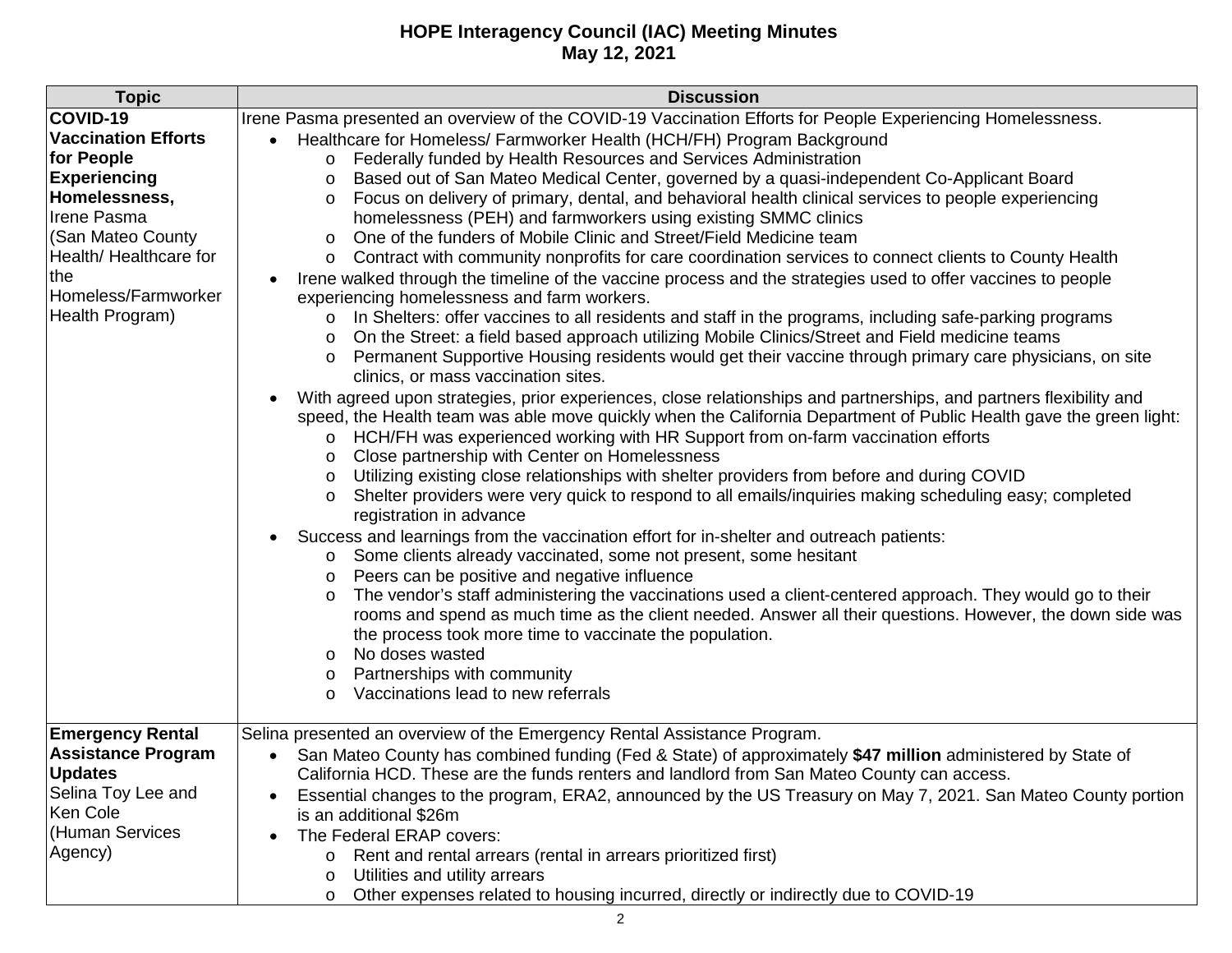# HOPE Interagency Council (IAC) Meeting Minutes
## May 12, 2021

| Topic | Discussion |
|---|---|
| **COVID-19 Vaccination Efforts for People Experiencing Homelessness,** Irene Pasma (San Mateo County Health/ Healthcare for the Homeless/Farmworker Health Program) | Irene Pasma presented an overview of the COVID-19 Vaccination Efforts for People Experiencing Homelessness.<br>• Healthcare for Homeless/ Farmworker Health (HCH/FH) Program Background<br>&nbsp;&nbsp;o Federally funded by Health Resources and Services Administration<br>&nbsp;&nbsp;o Based out of San Mateo Medical Center, governed by a quasi-independent Co-Applicant Board<br>&nbsp;&nbsp;o Focus on delivery of primary, dental, and behavioral health clinical services to people experiencing homelessness (PEH) and farmworkers using existing SMMC clinics<br>&nbsp;&nbsp;o One of the funders of Mobile Clinic and Street/Field Medicine team<br>&nbsp;&nbsp;o Contract with community nonprofits for care coordination services to connect clients to County Health<br>• Irene walked through the timeline of the vaccine process and the strategies used to offer vaccines to people experiencing homelessness and farm workers.<br>&nbsp;&nbsp;o In Shelters: offer vaccines to all residents and staff in the programs, including safe-parking programs<br>&nbsp;&nbsp;o On the Street: a field based approach utilizing Mobile Clinics/Street and Field medicine teams<br>&nbsp;&nbsp;o Permanent Supportive Housing residents would get their vaccine through primary care physicians, on site clinics, or mass vaccination sites.<br>• With agreed upon strategies, prior experiences, close relationships and partnerships, and partners flexibility and speed, the Health team was able move quickly when the California Department of Public Health gave the green light:<br>&nbsp;&nbsp;o HCH/FH was experienced working with HR Support from on-farm vaccination efforts<br>&nbsp;&nbsp;o Close partnership with Center on Homelessness<br>&nbsp;&nbsp;o Utilizing existing close relationships with shelter providers from before and during COVID<br>&nbsp;&nbsp;o Shelter providers were very quick to respond to all emails/inquiries making scheduling easy; completed registration in advance<br>• Success and learnings from the vaccination effort for in-shelter and outreach patients:<br>&nbsp;&nbsp;o Some clients already vaccinated, some not present, some hesitant<br>&nbsp;&nbsp;o Peers can be positive and negative influence<br>&nbsp;&nbsp;o The vendor's staff administering the vaccinations used a client-centered approach. They would go to their rooms and spend as much time as the client needed. Answer all their questions. However, the down side was the process took more time to vaccinate the population.<br>&nbsp;&nbsp;o No doses wasted<br>&nbsp;&nbsp;o Partnerships with community<br>&nbsp;&nbsp;o Vaccinations lead to new referrals |
| **Emergency Rental Assistance Program Updates** Selina Toy Lee and Ken Cole (Human Services Agency) | Selina presented an overview of the Emergency Rental Assistance Program.<br>• San Mateo County has combined funding (Fed & State) of approximately **$47 million** administered by State of California HCD. These are the funds renters and landlord from San Mateo County can access.<br>• Essential changes to the program, ERA2, announced by the US Treasury on May 7, 2021. San Mateo County portion is an additional $26m<br>• The Federal ERAP covers:<br>&nbsp;&nbsp;o Rent and rental arrears (rental in arrears prioritized first)<br>&nbsp;&nbsp;o Utilities and utility arrears<br>&nbsp;&nbsp;o Other expenses related to housing incurred, directly or indirectly due to COVID-19 |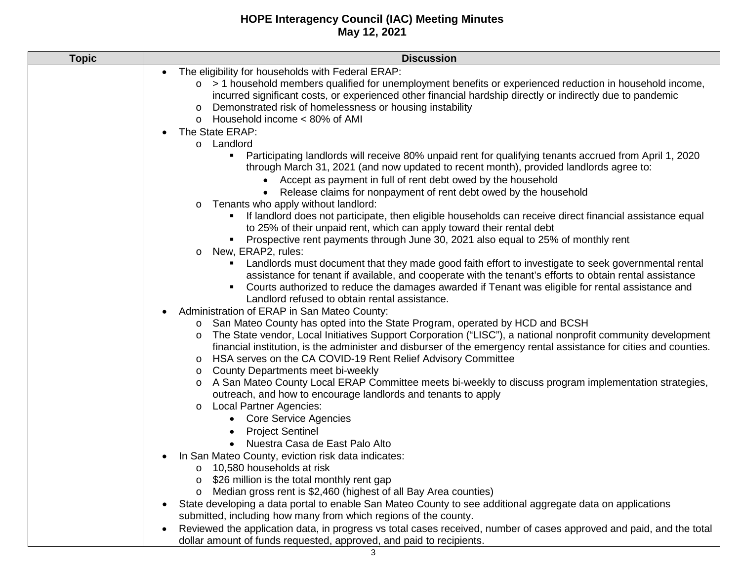# HOPE Interagency Council (IAC) Meeting Minutes
## May 12, 2021

| Topic | Discussion |
|---|---|
| | • The eligibility for households with Federal ERAP:<br>&nbsp;&nbsp;o > 1 household members qualified for unemployment benefits or experienced reduction in household income, incurred significant costs, or experienced other financial hardship directly or indirectly due to pandemic<br>&nbsp;&nbsp;o Demonstrated risk of homelessness or housing instability<br>&nbsp;&nbsp;o Household income < 80% of AMI<br>• The State ERAP:<br>&nbsp;&nbsp;o Landlord<br>&nbsp;&nbsp;&nbsp;&nbsp;▪ Participating landlords will receive 80% unpaid rent for qualifying tenants accrued from April 1, 2020 through March 31, 2021 (and now updated to recent month), provided landlords agree to:<br>&nbsp;&nbsp;&nbsp;&nbsp;&nbsp;&nbsp;• Accept as payment in full of rent debt owed by the household<br>&nbsp;&nbsp;&nbsp;&nbsp;&nbsp;&nbsp;• Release claims for nonpayment of rent debt owed by the household<br>&nbsp;&nbsp;o Tenants who apply without landlord:<br>&nbsp;&nbsp;&nbsp;&nbsp;▪ If landlord does not participate, then eligible households can receive direct financial assistance equal to 25% of their unpaid rent, which can apply toward their rental debt<br>&nbsp;&nbsp;&nbsp;&nbsp;▪ Prospective rent payments through June 30, 2021 also equal to 25% of monthly rent<br>&nbsp;&nbsp;o New, ERAP2, rules:<br>&nbsp;&nbsp;&nbsp;&nbsp;▪ Landlords must document that they made good faith effort to investigate to seek governmental rental assistance for tenant if available, and cooperate with the tenant's efforts to obtain rental assistance<br>&nbsp;&nbsp;&nbsp;&nbsp;▪ Courts authorized to reduce the damages awarded if Tenant was eligible for rental assistance and Landlord refused to obtain rental assistance.<br>• Administration of ERAP in San Mateo County:<br>&nbsp;&nbsp;o San Mateo County has opted into the State Program, operated by HCD and BCSH<br>&nbsp;&nbsp;o The State vendor, Local Initiatives Support Corporation ("LISC"), a national nonprofit community development financial institution, is the administer and disburser of the emergency rental assistance for cities and counties.<br>&nbsp;&nbsp;o HSA serves on the CA COVID-19 Rent Relief Advisory Committee<br>&nbsp;&nbsp;o County Departments meet bi-weekly<br>&nbsp;&nbsp;o A San Mateo County Local ERAP Committee meets bi-weekly to discuss program implementation strategies, outreach, and how to encourage landlords and tenants to apply<br>&nbsp;&nbsp;o Local Partner Agencies:<br>&nbsp;&nbsp;&nbsp;&nbsp;• Core Service Agencies<br>&nbsp;&nbsp;&nbsp;&nbsp;• Project Sentinel<br>&nbsp;&nbsp;&nbsp;&nbsp;• Nuestra Casa de East Palo Alto<br>• In San Mateo County, eviction risk data indicates:<br>&nbsp;&nbsp;o 10,580 households at risk<br>&nbsp;&nbsp;o $26 million is the total monthly rent gap<br>&nbsp;&nbsp;o Median gross rent is $2,460 (highest of all Bay Area counties)<br>• State developing a data portal to enable San Mateo County to see additional aggregate data on applications submitted, including how many from which regions of the county.<br>• Reviewed the application data, in progress vs total cases received, number of cases approved and paid, and the total dollar amount of funds requested, approved, and paid to recipients. |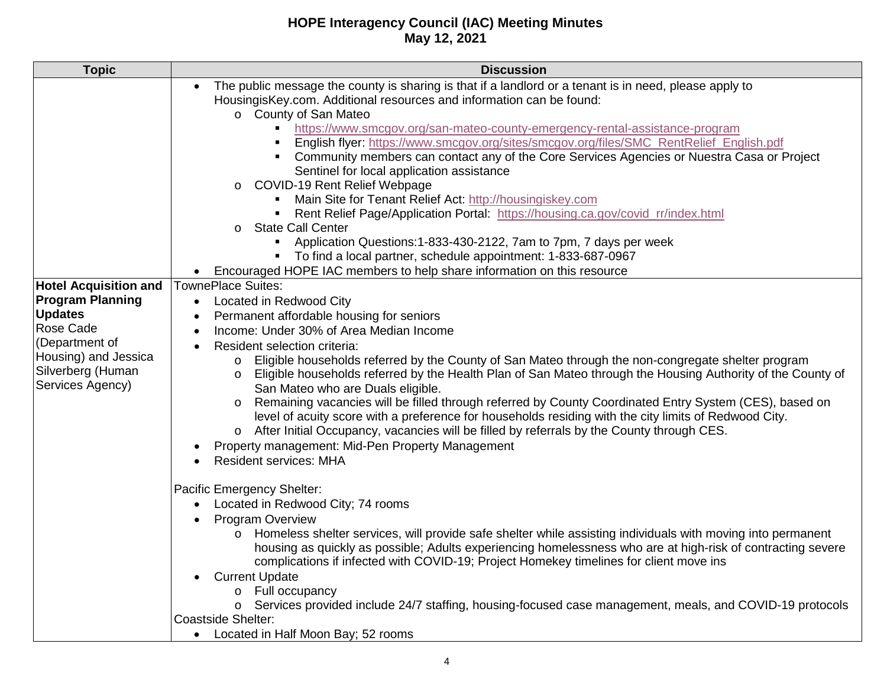# HOPE Interagency Council (IAC) Meeting Minutes
## May 12, 2021

| Topic | Discussion |
|---|---|
| | • The public message the county is sharing is that if a landlord or a tenant is in need, please apply to HousingisKey.com. Additional resources and information can be found:<br>  o County of San Mateo<br>    ▪ https://www.smcgov.org/san-mateo-county-emergency-rental-assistance-program<br>    ▪ English flyer: https://www.smcgov.org/sites/smcgov.org/files/SMC_RentRelief_English.pdf<br>    ▪ Community members can contact any of the Core Services Agencies or Nuestra Casa or Project Sentinel for local application assistance<br>  o COVID-19 Rent Relief Webpage<br>    ▪ Main Site for Tenant Relief Act: http://housingiskey.com<br>    ▪ Rent Relief Page/Application Portal: https://housing.ca.gov/covid_rr/index.html<br>  o State Call Center<br>    ▪ Application Questions:1-833-430-2122, 7am to 7pm, 7 days per week<br>    ▪ To find a local partner, schedule appointment: 1-833-687-0967<br>• Encouraged HOPE IAC members to help share information on this resource |
| **Hotel Acquisition and Program Planning Updates**<br>Rose Cade (Department of Housing) and Jessica Silverberg (Human Services Agency) | TownePlace Suites:<br>• Located in Redwood City<br>• Permanent affordable housing for seniors<br>• Income: Under 30% of Area Median Income<br>• Resident selection criteria:<br>  o Eligible households referred by the County of San Mateo through the non-congregate shelter program<br>  o Eligible households referred by the Health Plan of San Mateo through the Housing Authority of the County of San Mateo who are Duals eligible.<br>  o Remaining vacancies will be filled through referred by County Coordinated Entry System (CES), based on level of acuity score with a preference for households residing with the city limits of Redwood City.<br>  o After Initial Occupancy, vacancies will be filled by referrals by the County through CES.<br>• Property management: Mid-Pen Property Management<br>• Resident services: MHA<br><br>Pacific Emergency Shelter:<br>• Located in Redwood City; 74 rooms<br>• Program Overview<br>  o Homeless shelter services, will provide safe shelter while assisting individuals with moving into permanent housing as quickly as possible; Adults experiencing homelessness who are at high-risk of contracting severe complications if infected with COVID-19; Project Homekey timelines for client move ins<br>• Current Update<br>  o Full occupancy<br>  o Services provided include 24/7 staffing, housing-focused case management, meals, and COVID-19 protocols<br>Coastside Shelter:<br>• Located in Half Moon Bay; 52 rooms |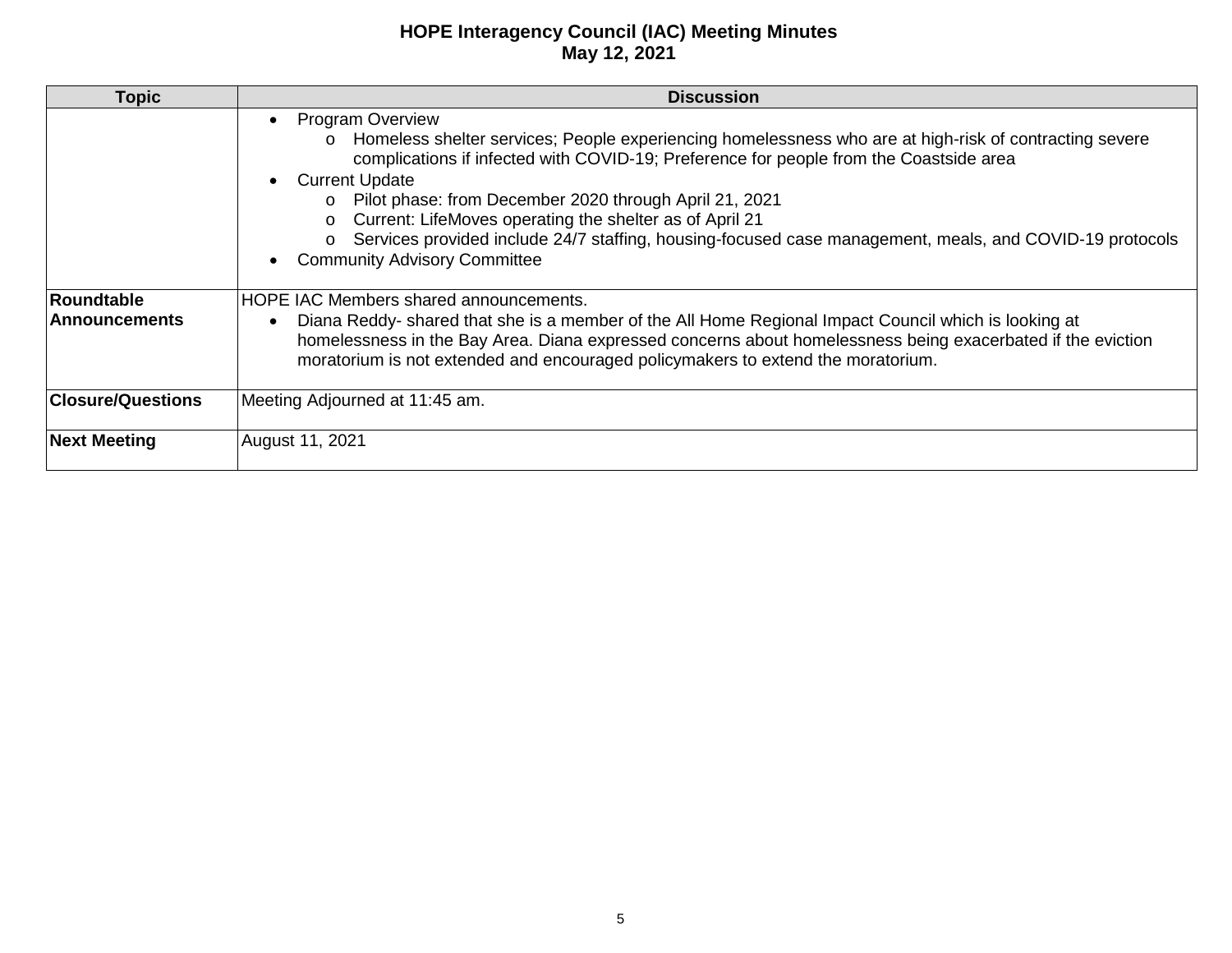# HOPE Interagency Council (IAC) Meeting Minutes
## May 12, 2021

| Topic | Discussion |
| --- | --- |
| | • Program Overview<br>  o Homeless shelter services; People experiencing homelessness who are at high-risk of contracting severe complications if infected with COVID-19; Preference for people from the Coastside area<br>• Current Update<br>  o Pilot phase: from December 2020 through April 21, 2021<br>  o Current: LifeMoves operating the shelter as of April 21<br>  o Services provided include 24/7 staffing, housing-focused case management, meals, and COVID-19 protocols<br>• Community Advisory Committee |
| **Roundtable Announcements** | HOPE IAC Members shared announcements.<br>• Diana Reddy- shared that she is a member of the All Home Regional Impact Council which is looking at homelessness in the Bay Area. Diana expressed concerns about homelessness being exacerbated if the eviction moratorium is not extended and encouraged policymakers to extend the moratorium. |
| **Closure/Questions** | Meeting Adjourned at 11:45 am. |
| **Next Meeting** | August 11, 2021 |